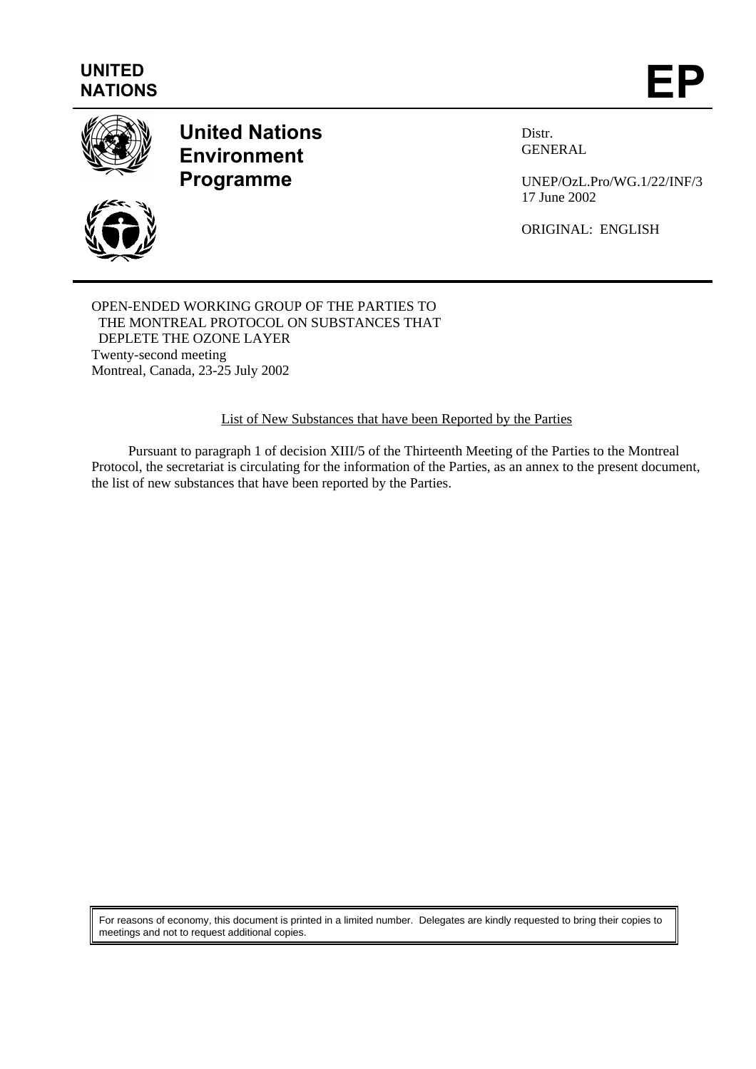UNITED NATIONS

# EP

**United Nations Environment Programme**

Distr.
GENERAL

UNEP/OzL.Pro/WG.1/22/INF/3
17 June 2002

ORIGINAL: ENGLISH

OPEN-ENDED WORKING GROUP OF THE PARTIES TO
THE MONTREAL PROTOCOL ON SUBSTANCES THAT
DEPLETE THE OZONE LAYER
Twenty-second meeting
Montreal, Canada, 23-25 July 2002

## List of New Substances that have been Reported by the Parties

Pursuant to paragraph 1 of decision XIII/5 of the Thirteenth Meeting of the Parties to the Montreal Protocol, the secretariat is circulating for the information of the Parties, as an annex to the present document, the list of new substances that have been reported by the Parties.

For reasons of economy, this document is printed in a limited number. Delegates are kindly requested to bring their copies to meetings and not to request additional copies.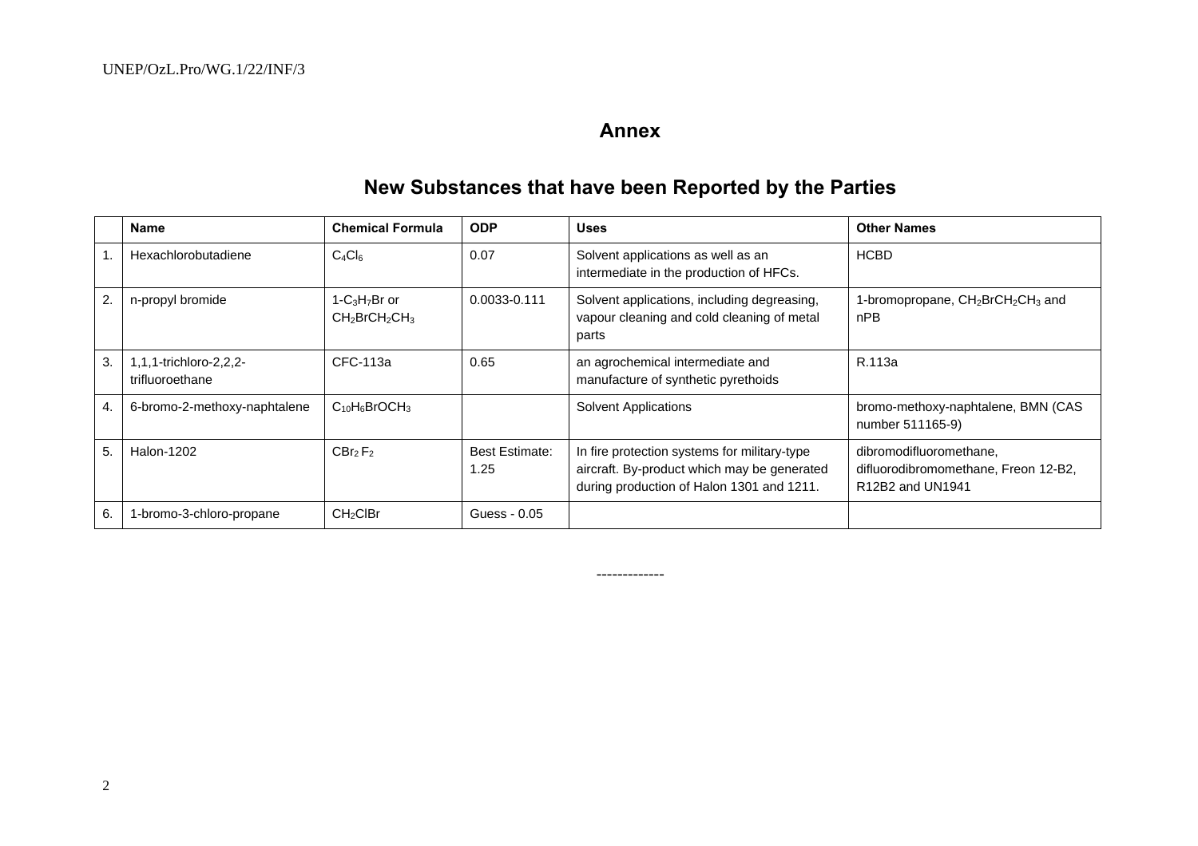# Annex

## New Substances that have been Reported by the Parties

| | Name | Chemical Formula | ODP | Uses | Other Names |
|---|---|---|---|---|---|
| 1. | Hexachlorobutadiene | $C_4Cl_6$ | 0.07 | Solvent applications as well as an intermediate in the production of HFCs. | HCBD |
| 2. | n-propyl bromide | 1-$C_3H_7Br$ or $CH_2BrCH_2CH_3$ | 0.0033-0.111 | Solvent applications, including degreasing, vapour cleaning and cold cleaning of metal parts | 1-bromopropane, $CH_2BrCH_2CH_3$ and nPB |
| 3. | 1,1,1-trichloro-2,2,2-trifluoroethane | CFC-113a | 0.65 | an agrochemical intermediate and manufacture of synthetic pyrethoids | R.113a |
| 4. | 6-bromo-2-methoxy-naphtalene | $C_{10}H_6BrOCH_3$ | | Solvent Applications | bromo-methoxy-naphtalene, BMN (CAS number 511165-9) |
| 5. | Halon-1202 | $CBr_2F_2$ | Best Estimate: 1.25 | In fire protection systems for military-type aircraft. By-product which may be generated during production of Halon 1301 and 1211. | dibromodifluoromethane, difluorodibromomethane, Freon 12-B2, R12B2 and UN1941 |
| 6. | 1-bromo-3-chloro-propane | $CH_2ClBr$ | Guess - 0.05 | | |

-------------